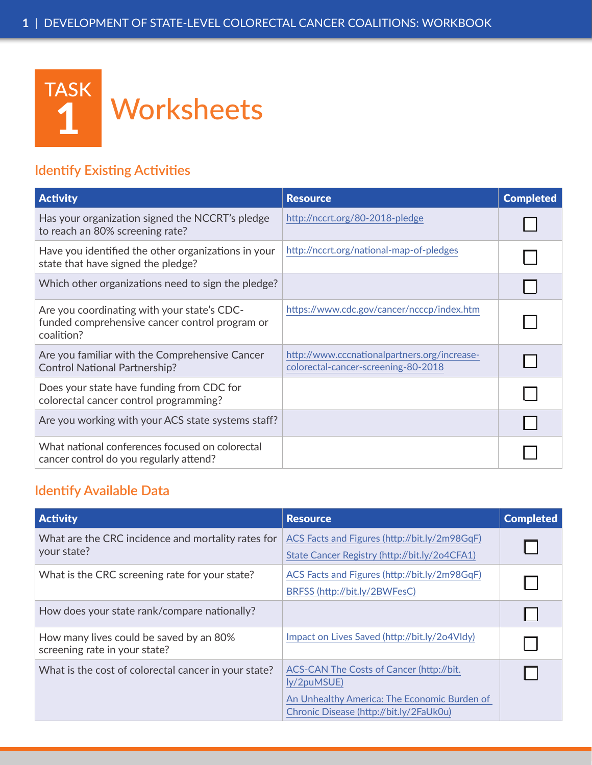# TASK 1 Worksheets

## Identify Existing Activities

| Activity | Resource | Completed |
|---|---|---|
| Has your organization signed the NCCRT's pledge to reach an 80% screening rate? | http://nccrt.org/80-2018-pledge | ☐ |
| Have you identified the other organizations in your state that have signed the pledge? | http://nccrt.org/national-map-of-pledges | ☐ |
| Which other organizations need to sign the pledge? | | ☐ |
| Are you coordinating with your state's CDC-funded comprehensive cancer control program or coalition? | https://www.cdc.gov/cancer/ncccp/index.htm | ☐ |
| Are you familiar with the Comprehensive Cancer Control National Partnership? | http://www.cccnationalpartners.org/increase-colorectal-cancer-screening-80-2018 | ☐ |
| Does your state have funding from CDC for colorectal cancer control programming? | | ☐ |
| Are you working with your ACS state systems staff? | | ☐ |
| What national conferences focused on colorectal cancer control do you regularly attend? | | ☐ |

## Identify Available Data

| Activity | Resource | Completed |
|---|---|---|
| What are the CRC incidence and mortality rates for your state? | ACS Facts and Figures (http://bit.ly/2m98GqF)<br>State Cancer Registry (http://bit.ly/2o4CFA1) | ☐ |
| What is the CRC screening rate for your state? | ACS Facts and Figures (http://bit.ly/2m98GqF)<br>BRFSS (http://bit.ly/2BWFesC) | ☐ |
| How does your state rank/compare nationally? | | ☐ |
| How many lives could be saved by an 80% screening rate in your state? | Impact on Lives Saved (http://bit.ly/2o4VIdy) | ☐ |
| What is the cost of colorectal cancer in your state? | ACS-CAN The Costs of Cancer (http://bit.ly/2puMSUE)<br>An Unhealthy America: The Economic Burden of Chronic Disease (http://bit.ly/2FaUk0u) | ☐ |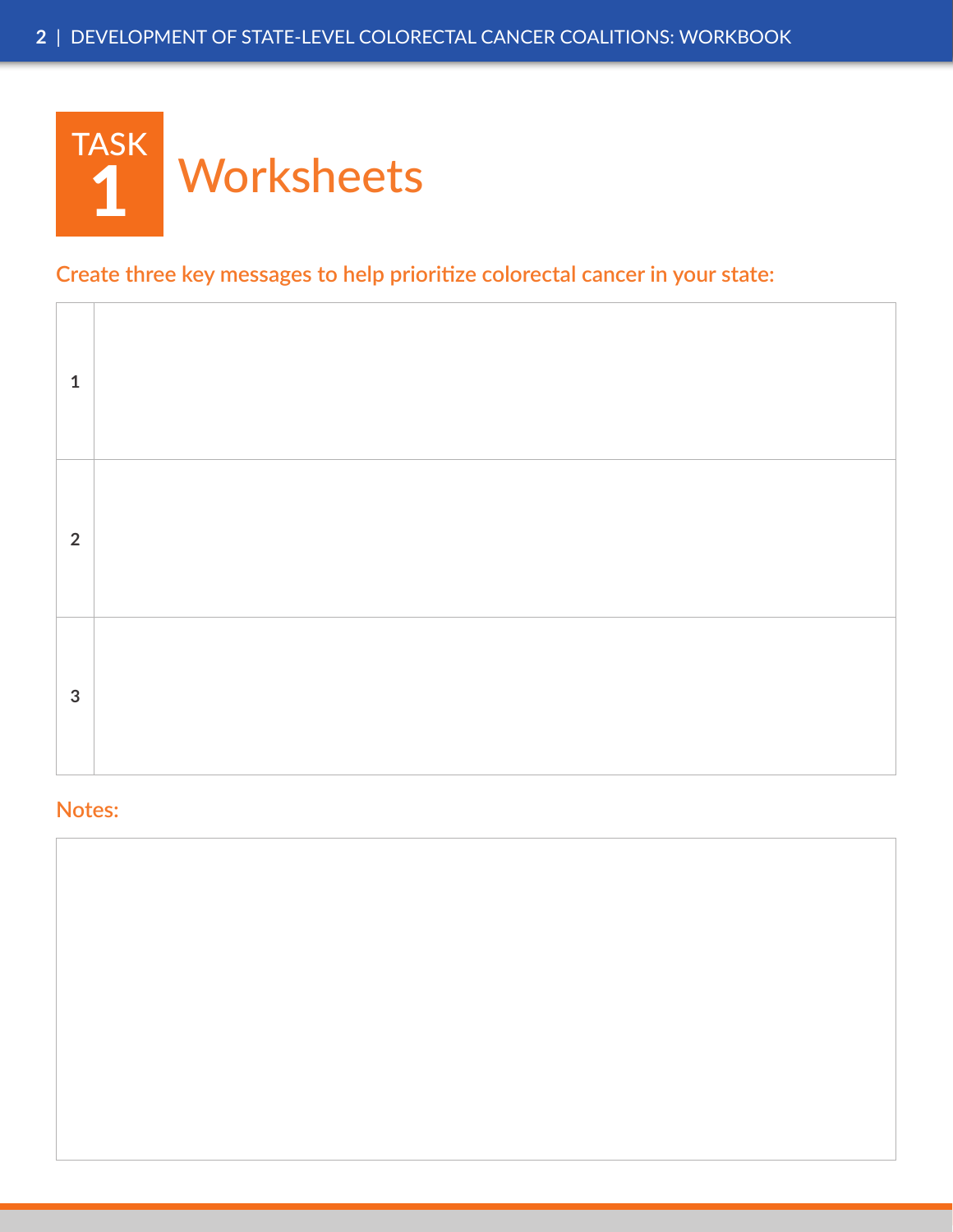# TASK 1 Worksheets

Create three key messages to help prioritize colorectal cancer in your state:

| | |
|---|---|
| 1 | |
| 2 | |
| 3 | |

Notes: